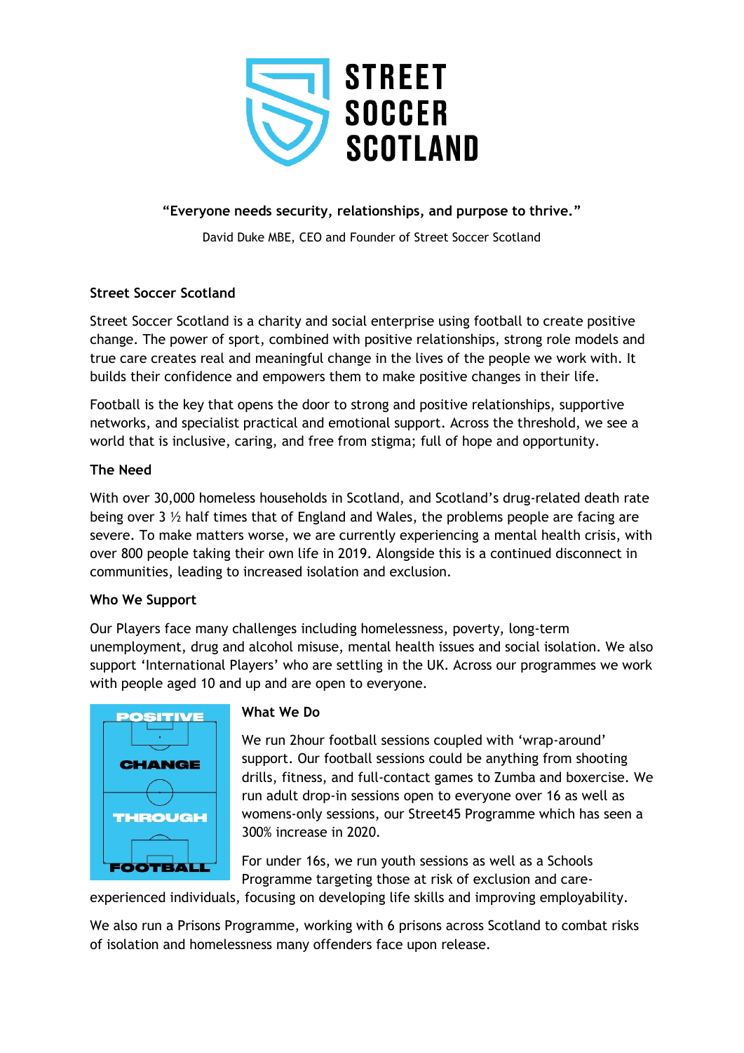# STREET SOCCER SCOTLAND

**"Everyone needs security, relationships, and purpose to thrive."**

David Duke MBE, CEO and Founder of Street Soccer Scotland

## Street Soccer Scotland

Street Soccer Scotland is a charity and social enterprise using football to create positive change. The power of sport, combined with positive relationships, strong role models and true care creates real and meaningful change in the lives of the people we work with. It builds their confidence and empowers them to make positive changes in their life.

Football is the key that opens the door to strong and positive relationships, supportive networks, and specialist practical and emotional support. Across the threshold, we see a world that is inclusive, caring, and free from stigma; full of hope and opportunity.

## The Need

With over 30,000 homeless households in Scotland, and Scotland's drug-related death rate being over 3 ½ half times that of England and Wales, the problems people are facing are severe. To make matters worse, we are currently experiencing a mental health crisis, with over 800 people taking their own life in 2019. Alongside this is a continued disconnect in communities, leading to increased isolation and exclusion.

## Who We Support

Our Players face many challenges including homelessness, poverty, long-term unemployment, drug and alcohol misuse, mental health issues and social isolation. We also support 'International Players' who are settling in the UK. Across our programmes we work with people aged 10 and up and are open to everyone.

POSITIVE CHANGE THROUGH FOOTBALL

## What We Do

We run 2hour football sessions coupled with 'wrap-around' support. Our football sessions could be anything from shooting drills, fitness, and full-contact games to Zumba and boxercise. We run adult drop-in sessions open to everyone over 16 as well as womens-only sessions, our Street45 Programme which has seen a 300% increase in 2020.

For under 16s, we run youth sessions as well as a Schools Programme targeting those at risk of exclusion and care-experienced individuals, focusing on developing life skills and improving employability.

We also run a Prisons Programme, working with 6 prisons across Scotland to combat risks of isolation and homelessness many offenders face upon release.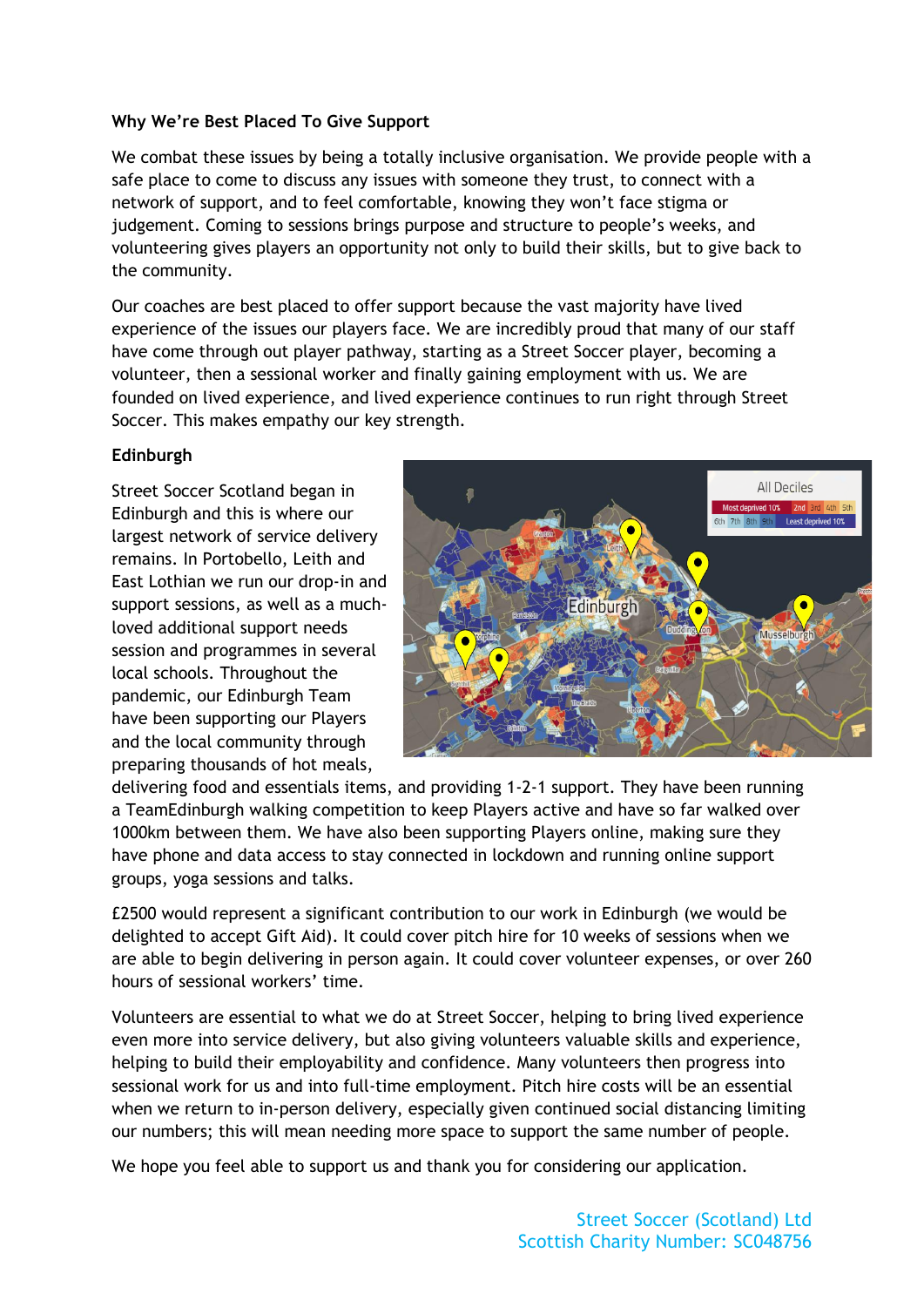**Why We're Best Placed To Give Support**

We combat these issues by being a totally inclusive organisation. We provide people with a safe place to come to discuss any issues with someone they trust, to connect with a network of support, and to feel comfortable, knowing they won't face stigma or judgement. Coming to sessions brings purpose and structure to people's weeks, and volunteering gives players an opportunity not only to build their skills, but to give back to the community.

Our coaches are best placed to offer support because the vast majority have lived experience of the issues our players face. We are incredibly proud that many of our staff have come through out player pathway, starting as a Street Soccer player, becoming a volunteer, then a sessional worker and finally gaining employment with us. We are founded on lived experience, and lived experience continues to run right through Street Soccer. This makes empathy our key strength.

**Edinburgh**

Street Soccer Scotland began in Edinburgh and this is where our largest network of service delivery remains. In Portobello, Leith and East Lothian we run our drop-in and support sessions, as well as a much-loved additional support needs session and programmes in several local schools. Throughout the pandemic, our Edinburgh Team have been supporting our Players and the local community through preparing thousands of hot meals, delivering food and essentials items, and providing 1-2-1 support. They have been running a TeamEdinburgh walking competition to keep Players active and have so far walked over 1000km between them. We have also been supporting Players online, making sure they have phone and data access to stay connected in lockdown and running online support groups, yoga sessions and talks.

£2500 would represent a significant contribution to our work in Edinburgh (we would be delighted to accept Gift Aid). It could cover pitch hire for 10 weeks of sessions when we are able to begin delivering in person again. It could cover volunteer expenses, or over 260 hours of sessional workers' time.

Volunteers are essential to what we do at Street Soccer, helping to bring lived experience even more into service delivery, but also giving volunteers valuable skills and experience, helping to build their employability and confidence. Many volunteers then progress into sessional work for us and into full-time employment. Pitch hire costs will be an essential when we return to in-person delivery, especially given continued social distancing limiting our numbers; this will mean needing more space to support the same number of people.

We hope you feel able to support us and thank you for considering our application.